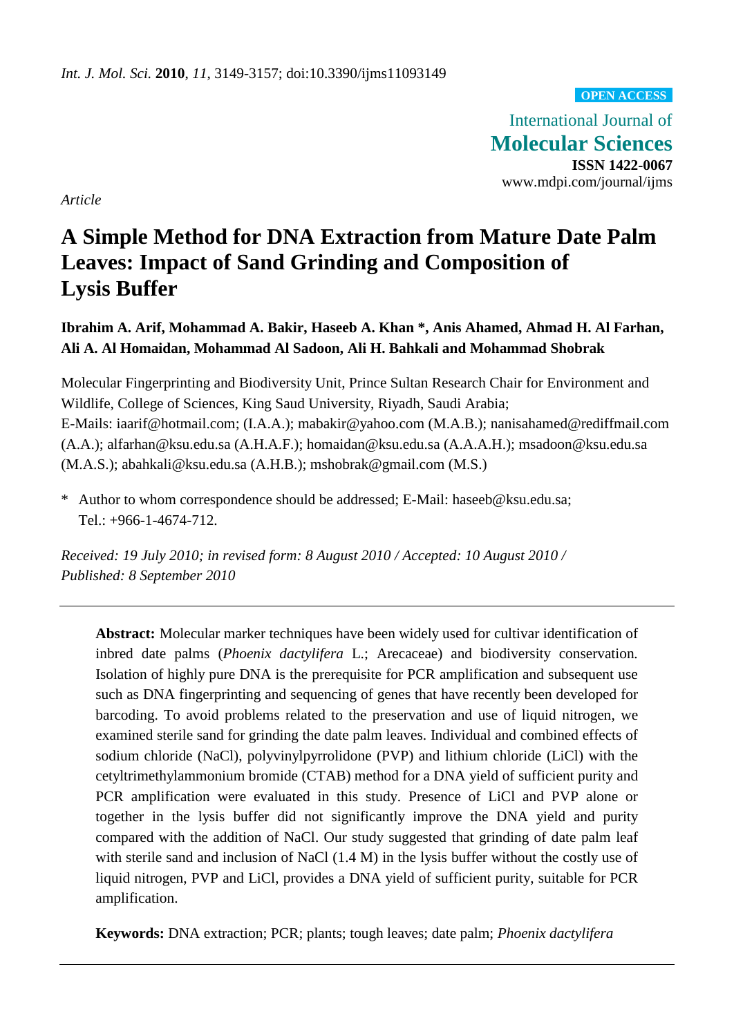*Int. J. Mol. Sci.* **2010**, *11*, 3149-3157; doi:10.3390/ijms11093149

**OPEN ACCESS**

International Journal of
**Molecular Sciences**
**ISSN 1422-0067**
www.mdpi.com/journal/ijms

*Article*

# A Simple Method for DNA Extraction from Mature Date Palm Leaves: Impact of Sand Grinding and Composition of Lysis Buffer

**Ibrahim A. Arif, Mohammad A. Bakir, Haseeb A. Khan \*, Anis Ahamed, Ahmad H. Al Farhan, Ali A. Al Homaidan, Mohammad Al Sadoon, Ali H. Bahkali and Mohammad Shobrak**

Molecular Fingerprinting and Biodiversity Unit, Prince Sultan Research Chair for Environment and Wildlife, College of Sciences, King Saud University, Riyadh, Saudi Arabia;
E-Mails: iaarif@hotmail.com; (I.A.A.); mabakir@yahoo.com (M.A.B.); nanisahamed@rediffmail.com (A.A.); alfarhan@ksu.edu.sa (A.H.A.F.); homaidan@ksu.edu.sa (A.A.A.H.); msadoon@ksu.edu.sa (M.A.S.); abahkali@ksu.edu.sa (A.H.B.); mshobrak@gmail.com (M.S.)

\* Author to whom correspondence should be addressed; E-Mail: haseeb@ksu.edu.sa; Tel.: +966-1-4674-712.

*Received: 19 July 2010; in revised form: 8 August 2010 / Accepted: 10 August 2010 / Published: 8 September 2010*

---

**Abstract:** Molecular marker techniques have been widely used for cultivar identification of inbred date palms (*Phoenix dactylifera* L.; Arecaceae) and biodiversity conservation. Isolation of highly pure DNA is the prerequisite for PCR amplification and subsequent use such as DNA fingerprinting and sequencing of genes that have recently been developed for barcoding. To avoid problems related to the preservation and use of liquid nitrogen, we examined sterile sand for grinding the date palm leaves. Individual and combined effects of sodium chloride (NaCl), polyvinylpyrrolidone (PVP) and lithium chloride (LiCl) with the cetyltrimethylammonium bromide (CTAB) method for a DNA yield of sufficient purity and PCR amplification were evaluated in this study. Presence of LiCl and PVP alone or together in the lysis buffer did not significantly improve the DNA yield and purity compared with the addition of NaCl. Our study suggested that grinding of date palm leaf with sterile sand and inclusion of NaCl (1.4 M) in the lysis buffer without the costly use of liquid nitrogen, PVP and LiCl, provides a DNA yield of sufficient purity, suitable for PCR amplification.

**Keywords:** DNA extraction; PCR; plants; tough leaves; date palm; *Phoenix dactylifera*

---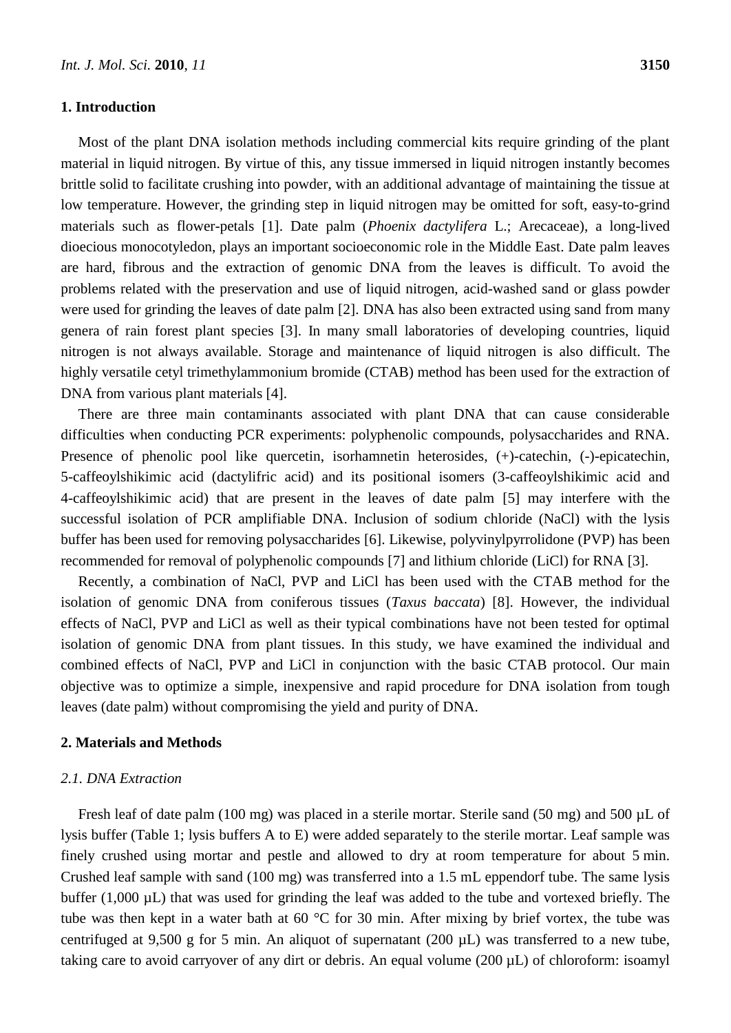## 1. Introduction

Most of the plant DNA isolation methods including commercial kits require grinding of the plant material in liquid nitrogen. By virtue of this, any tissue immersed in liquid nitrogen instantly becomes brittle solid to facilitate crushing into powder, with an additional advantage of maintaining the tissue at low temperature. However, the grinding step in liquid nitrogen may be omitted for soft, easy-to-grind materials such as flower-petals [1]. Date palm (*Phoenix dactylifera* L.; Arecaceae), a long-lived dioecious monocotyledon, plays an important socioeconomic role in the Middle East. Date palm leaves are hard, fibrous and the extraction of genomic DNA from the leaves is difficult. To avoid the problems related with the preservation and use of liquid nitrogen, acid-washed sand or glass powder were used for grinding the leaves of date palm [2]. DNA has also been extracted using sand from many genera of rain forest plant species [3]. In many small laboratories of developing countries, liquid nitrogen is not always available. Storage and maintenance of liquid nitrogen is also difficult. The highly versatile cetyl trimethylammonium bromide (CTAB) method has been used for the extraction of DNA from various plant materials [4].

There are three main contaminants associated with plant DNA that can cause considerable difficulties when conducting PCR experiments: polyphenolic compounds, polysaccharides and RNA. Presence of phenolic pool like quercetin, isorhamnetin heterosides, (+)-catechin, (-)-epicatechin, 5-caffeoylshikimic acid (dactylifric acid) and its positional isomers (3-caffeoylshikimic acid and 4-caffeoylshikimic acid) that are present in the leaves of date palm [5] may interfere with the successful isolation of PCR amplifiable DNA. Inclusion of sodium chloride (NaCl) with the lysis buffer has been used for removing polysaccharides [6]. Likewise, polyvinylpyrrolidone (PVP) has been recommended for removal of polyphenolic compounds [7] and lithium chloride (LiCl) for RNA [3].

Recently, a combination of NaCl, PVP and LiCl has been used with the CTAB method for the isolation of genomic DNA from coniferous tissues (*Taxus baccata*) [8]. However, the individual effects of NaCl, PVP and LiCl as well as their typical combinations have not been tested for optimal isolation of genomic DNA from plant tissues. In this study, we have examined the individual and combined effects of NaCl, PVP and LiCl in conjunction with the basic CTAB protocol. Our main objective was to optimize a simple, inexpensive and rapid procedure for DNA isolation from tough leaves (date palm) without compromising the yield and purity of DNA.

## 2. Materials and Methods

### *2.1. DNA Extraction*

Fresh leaf of date palm (100 mg) was placed in a sterile mortar. Sterile sand (50 mg) and 500 µL of lysis buffer (Table 1; lysis buffers A to E) were added separately to the sterile mortar. Leaf sample was finely crushed using mortar and pestle and allowed to dry at room temperature for about 5 min. Crushed leaf sample with sand (100 mg) was transferred into a 1.5 mL eppendorf tube. The same lysis buffer (1,000 µL) that was used for grinding the leaf was added to the tube and vortexed briefly. The tube was then kept in a water bath at 60 °C for 30 min. After mixing by brief vortex, the tube was centrifuged at 9,500 g for 5 min. An aliquot of supernatant (200 µL) was transferred to a new tube, taking care to avoid carryover of any dirt or debris. An equal volume (200 µL) of chloroform: isoamyl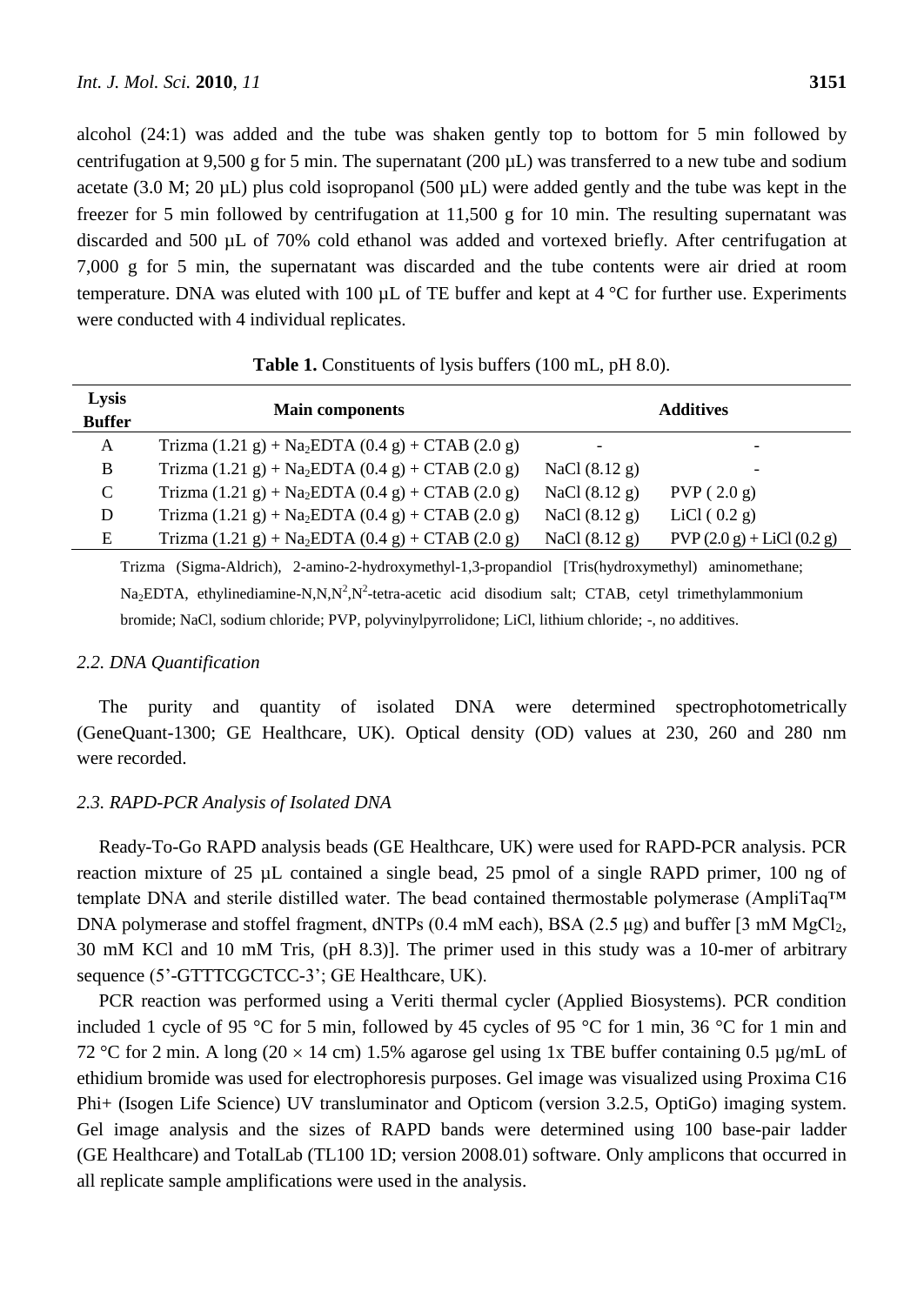alcohol (24:1) was added and the tube was shaken gently top to bottom for 5 min followed by centrifugation at 9,500 g for 5 min. The supernatant (200 µL) was transferred to a new tube and sodium acetate (3.0 M; 20 µL) plus cold isopropanol (500 µL) were added gently and the tube was kept in the freezer for 5 min followed by centrifugation at 11,500 g for 10 min. The resulting supernatant was discarded and 500 µL of 70% cold ethanol was added and vortexed briefly. After centrifugation at 7,000 g for 5 min, the supernatant was discarded and the tube contents were air dried at room temperature. DNA was eluted with 100 µL of TE buffer and kept at 4 °C for further use. Experiments were conducted with 4 individual replicates.

**Table 1.** Constituents of lysis buffers (100 mL, pH 8.0).

| Lysis Buffer | Main components | Additives | |
|---|---|---|---|
| A | Trizma (1.21 g) + $Na_2EDTA$ (0.4 g) + CTAB (2.0 g) | - | - |
| B | Trizma (1.21 g) + $Na_2EDTA$ (0.4 g) + CTAB (2.0 g) | NaCl (8.12 g) | - |
| C | Trizma (1.21 g) + $Na_2EDTA$ (0.4 g) + CTAB (2.0 g) | NaCl (8.12 g) | PVP ( 2.0 g) |
| D | Trizma (1.21 g) + $Na_2EDTA$ (0.4 g) + CTAB (2.0 g) | NaCl (8.12 g) | LiCl ( 0.2 g) |
| E | Trizma (1.21 g) + $Na_2EDTA$ (0.4 g) + CTAB (2.0 g) | NaCl (8.12 g) | PVP (2.0 g) + LiCl (0.2 g) |

Trizma (Sigma-Aldrich), 2-amino-2-hydroxymethyl-1,3-propandiol [Tris(hydroxymethyl) aminomethane; $Na_2EDTA$, ethylinediamine-N,N,$N^2$,$N^2$-tetra-acetic acid disodium salt; CTAB, cetyl trimethylammonium bromide; NaCl, sodium chloride; PVP, polyvinylpyrrolidone; LiCl, lithium chloride; -, no additives.

### *2.2. DNA Quantification*

The purity and quantity of isolated DNA were determined spectrophotometrically (GeneQuant-1300; GE Healthcare, UK). Optical density (OD) values at 230, 260 and 280 nm were recorded.

### *2.3. RAPD-PCR Analysis of Isolated DNA*

Ready-To-Go RAPD analysis beads (GE Healthcare, UK) were used for RAPD-PCR analysis. PCR reaction mixture of 25 µL contained a single bead, 25 pmol of a single RAPD primer, 100 ng of template DNA and sterile distilled water. The bead contained thermostable polymerase (AmpliTaq™ DNA polymerase and stoffel fragment, dNTPs (0.4 mM each), BSA (2.5 µg) and buffer [3 mM $MgCl_2$, 30 mM KCl and 10 mM Tris, (pH 8.3)]. The primer used in this study was a 10-mer of arbitrary sequence (5'-GTTTCGCTCC-3'; GE Healthcare, UK).

PCR reaction was performed using a Veriti thermal cycler (Applied Biosystems). PCR condition included 1 cycle of 95 °C for 5 min, followed by 45 cycles of 95 °C for 1 min, 36 °C for 1 min and 72 °C for 2 min. A long (20 × 14 cm) 1.5% agarose gel using 1x TBE buffer containing 0.5 µg/mL of ethidium bromide was used for electrophoresis purposes. Gel image was visualized using Proxima C16 Phi+ (Isogen Life Science) UV transluminator and Opticom (version 3.2.5, OptiGo) imaging system. Gel image analysis and the sizes of RAPD bands were determined using 100 base-pair ladder (GE Healthcare) and TotalLab (TL100 1D; version 2008.01) software. Only amplicons that occurred in all replicate sample amplifications were used in the analysis.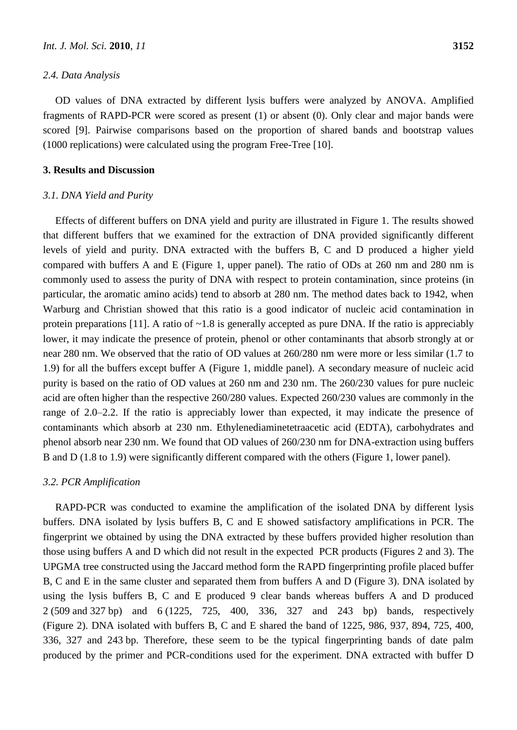### 2.4. Data Analysis

OD values of DNA extracted by different lysis buffers were analyzed by ANOVA. Amplified fragments of RAPD-PCR were scored as present (1) or absent (0). Only clear and major bands were scored [9]. Pairwise comparisons based on the proportion of shared bands and bootstrap values (1000 replications) were calculated using the program Free-Tree [10].

## 3. Results and Discussion

### 3.1. DNA Yield and Purity

Effects of different buffers on DNA yield and purity are illustrated in Figure 1. The results showed that different buffers that we examined for the extraction of DNA provided significantly different levels of yield and purity. DNA extracted with the buffers B, C and D produced a higher yield compared with buffers A and E (Figure 1, upper panel). The ratio of ODs at 260 nm and 280 nm is commonly used to assess the purity of DNA with respect to protein contamination, since proteins (in particular, the aromatic amino acids) tend to absorb at 280 nm. The method dates back to 1942, when Warburg and Christian showed that this ratio is a good indicator of nucleic acid contamination in protein preparations [11]. A ratio of ~1.8 is generally accepted as pure DNA. If the ratio is appreciably lower, it may indicate the presence of protein, phenol or other contaminants that absorb strongly at or near 280 nm. We observed that the ratio of OD values at 260/280 nm were more or less similar (1.7 to 1.9) for all the buffers except buffer A (Figure 1, middle panel). A secondary measure of nucleic acid purity is based on the ratio of OD values at 260 nm and 230 nm. The 260/230 values for pure nucleic acid are often higher than the respective 260/280 values. Expected 260/230 values are commonly in the range of 2.0–2.2. If the ratio is appreciably lower than expected, it may indicate the presence of contaminants which absorb at 230 nm. Ethylenediaminetetraacetic acid (EDTA), carbohydrates and phenol absorb near 230 nm. We found that OD values of 260/230 nm for DNA-extraction using buffers B and D (1.8 to 1.9) were significantly different compared with the others (Figure 1, lower panel).

### 3.2. PCR Amplification

RAPD-PCR was conducted to examine the amplification of the isolated DNA by different lysis buffers. DNA isolated by lysis buffers B, C and E showed satisfactory amplifications in PCR. The fingerprint we obtained by using the DNA extracted by these buffers provided higher resolution than those using buffers A and D which did not result in the expected PCR products (Figures 2 and 3). The UPGMA tree constructed using the Jaccard method form the RAPD fingerprinting profile placed buffer B, C and E in the same cluster and separated them from buffers A and D (Figure 3). DNA isolated by using the lysis buffers B, C and E produced 9 clear bands whereas buffers A and D produced 2 (509 and 327 bp) and 6 (1225, 725, 400, 336, 327 and 243 bp) bands, respectively (Figure 2). DNA isolated with buffers B, C and E shared the band of 1225, 986, 937, 894, 725, 400, 336, 327 and 243 bp. Therefore, these seem to be the typical fingerprinting bands of date palm produced by the primer and PCR-conditions used for the experiment. DNA extracted with buffer D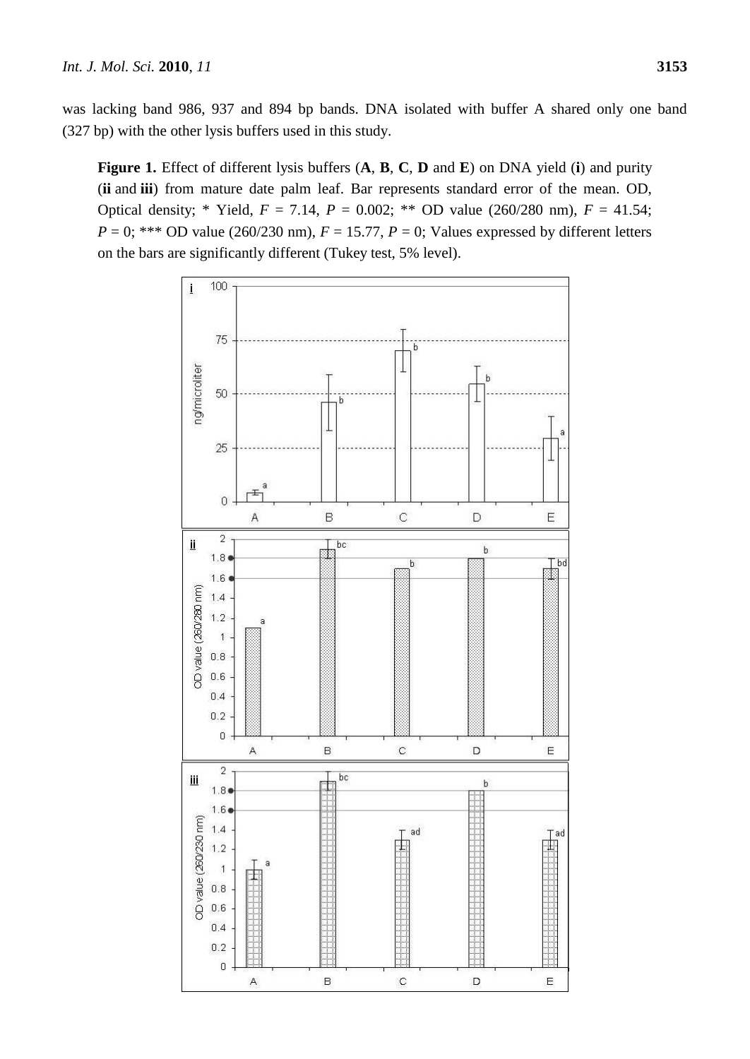was lacking band 986, 937 and 894 bp bands. DNA isolated with buffer A shared only one band (327 bp) with the other lysis buffers used in this study.

**Figure 1.** Effect of different lysis buffers (**A**, **B**, **C**, **D** and **E**) on DNA yield (**i**) and purity (**ii** and **iii**) from mature date palm leaf. Bar represents standard error of the mean. OD, Optical density; * Yield, $F = 7.14$, $P = 0.002$; ** OD value (260/280 nm), $F = 41.54$; $P = 0$; *** OD value (260/230 nm), $F = 15.77$, $P = 0$; Values expressed by different letters on the bars are significantly different (Tukey test, 5% level).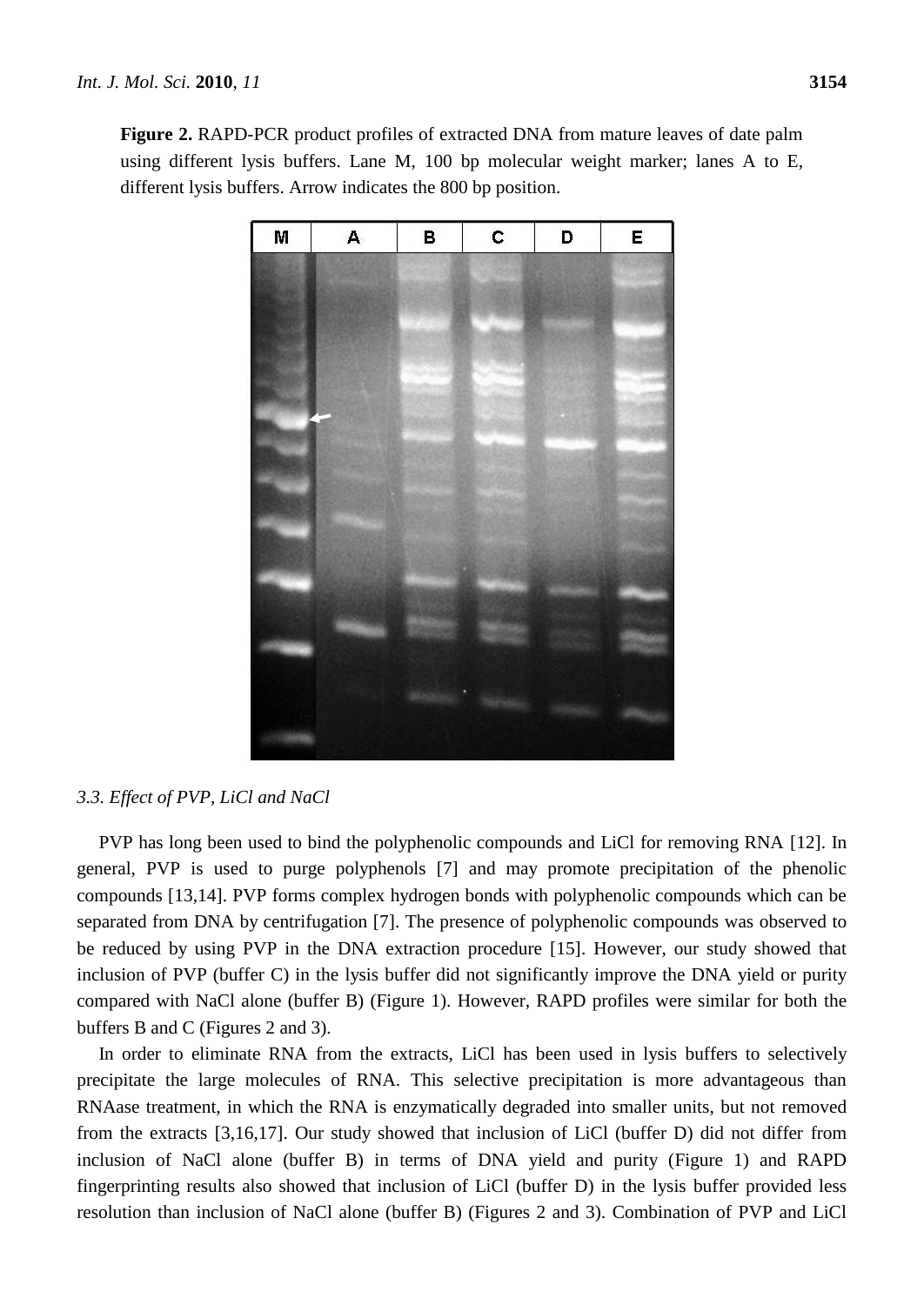**Figure 2.** RAPD-PCR product profiles of extracted DNA from mature leaves of date palm using different lysis buffers. Lane M, 100 bp molecular weight marker; lanes A to E, different lysis buffers. Arrow indicates the 800 bp position.

### *3.3. Effect of PVP, LiCl and NaCl*

PVP has long been used to bind the polyphenolic compounds and LiCl for removing RNA [12]. In general, PVP is used to purge polyphenols [7] and may promote precipitation of the phenolic compounds [13,14]. PVP forms complex hydrogen bonds with polyphenolic compounds which can be separated from DNA by centrifugation [7]. The presence of polyphenolic compounds was observed to be reduced by using PVP in the DNA extraction procedure [15]. However, our study showed that inclusion of PVP (buffer C) in the lysis buffer did not significantly improve the DNA yield or purity compared with NaCl alone (buffer B) (Figure 1). However, RAPD profiles were similar for both the buffers B and C (Figures 2 and 3).

In order to eliminate RNA from the extracts, LiCl has been used in lysis buffers to selectively precipitate the large molecules of RNA. This selective precipitation is more advantageous than RNAase treatment, in which the RNA is enzymatically degraded into smaller units, but not removed from the extracts [3,16,17]. Our study showed that inclusion of LiCl (buffer D) did not differ from inclusion of NaCl alone (buffer B) in terms of DNA yield and purity (Figure 1) and RAPD fingerprinting results also showed that inclusion of LiCl (buffer D) in the lysis buffer provided less resolution than inclusion of NaCl alone (buffer B) (Figures 2 and 3). Combination of PVP and LiCl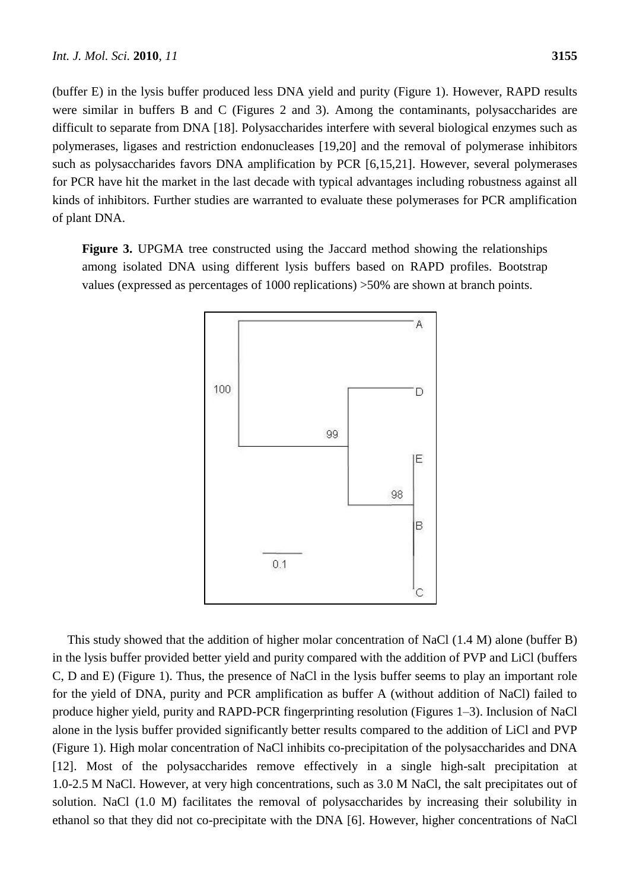(buffer E) in the lysis buffer produced less DNA yield and purity (Figure 1). However, RAPD results were similar in buffers B and C (Figures 2 and 3). Among the contaminants, polysaccharides are difficult to separate from DNA [18]. Polysaccharides interfere with several biological enzymes such as polymerases, ligases and restriction endonucleases [19,20] and the removal of polymerase inhibitors such as polysaccharides favors DNA amplification by PCR [6,15,21]. However, several polymerases for PCR have hit the market in the last decade with typical advantages including robustness against all kinds of inhibitors. Further studies are warranted to evaluate these polymerases for PCR amplification of plant DNA.

**Figure 3.** UPGMA tree constructed using the Jaccard method showing the relationships among isolated DNA using different lysis buffers based on RAPD profiles. Bootstrap values (expressed as percentages of 1000 replications) >50% are shown at branch points.

This study showed that the addition of higher molar concentration of NaCl (1.4 M) alone (buffer B) in the lysis buffer provided better yield and purity compared with the addition of PVP and LiCl (buffers C, D and E) (Figure 1). Thus, the presence of NaCl in the lysis buffer seems to play an important role for the yield of DNA, purity and PCR amplification as buffer A (without addition of NaCl) failed to produce higher yield, purity and RAPD-PCR fingerprinting resolution (Figures 1–3). Inclusion of NaCl alone in the lysis buffer provided significantly better results compared to the addition of LiCl and PVP (Figure 1). High molar concentration of NaCl inhibits co-precipitation of the polysaccharides and DNA [12]. Most of the polysaccharides remove effectively in a single high-salt precipitation at 1.0-2.5 M NaCl. However, at very high concentrations, such as 3.0 M NaCl, the salt precipitates out of solution. NaCl (1.0 M) facilitates the removal of polysaccharides by increasing their solubility in ethanol so that they did not co-precipitate with the DNA [6]. However, higher concentrations of NaCl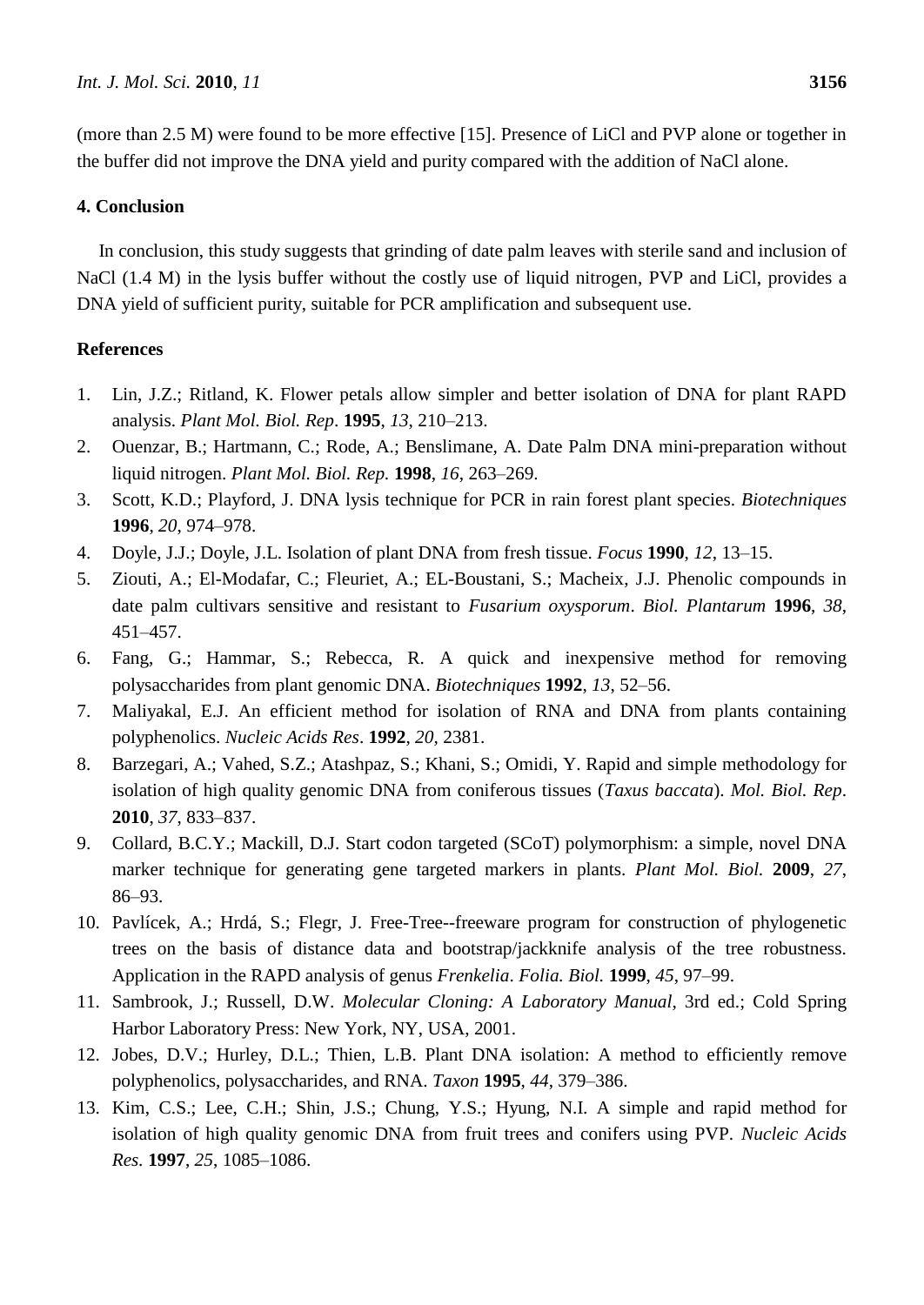(more than 2.5 M) were found to be more effective [15]. Presence of LiCl and PVP alone or together in the buffer did not improve the DNA yield and purity compared with the addition of NaCl alone.

## 4. Conclusion

In conclusion, this study suggests that grinding of date palm leaves with sterile sand and inclusion of NaCl (1.4 M) in the lysis buffer without the costly use of liquid nitrogen, PVP and LiCl, provides a DNA yield of sufficient purity, suitable for PCR amplification and subsequent use.

## References

1. Lin, J.Z.; Ritland, K. Flower petals allow simpler and better isolation of DNA for plant RAPD analysis. *Plant Mol. Biol. Rep*. **1995**, *13*, 210–213.
2. Ouenzar, B.; Hartmann, C.; Rode, A.; Benslimane, A. Date Palm DNA mini-preparation without liquid nitrogen. *Plant Mol. Biol. Rep.* **1998**, *16*, 263–269.
3. Scott, K.D.; Playford, J. DNA lysis technique for PCR in rain forest plant species. *Biotechniques* **1996**, *20*, 974–978.
4. Doyle, J.J.; Doyle, J.L. Isolation of plant DNA from fresh tissue. *Focus* **1990**, *12*, 13–15.
5. Ziouti, A.; El-Modafar, C.; Fleuriet, A.; EL-Boustani, S.; Macheix, J.J. Phenolic compounds in date palm cultivars sensitive and resistant to *Fusarium oxysporum*. *Biol. Plantarum* **1996**, *38*, 451–457.
6. Fang, G.; Hammar, S.; Rebecca, R. A quick and inexpensive method for removing polysaccharides from plant genomic DNA. *Biotechniques* **1992**, *13*, 52–56.
7. Maliyakal, E.J. An efficient method for isolation of RNA and DNA from plants containing polyphenolics. *Nucleic Acids Res*. **1992**, *20*, 2381.
8. Barzegari, A.; Vahed, S.Z.; Atashpaz, S.; Khani, S.; Omidi, Y. Rapid and simple methodology for isolation of high quality genomic DNA from coniferous tissues (*Taxus baccata*). *Mol. Biol. Rep*. **2010**, *37*, 833–837.
9. Collard, B.C.Y.; Mackill, D.J. Start codon targeted (SCoT) polymorphism: a simple, novel DNA marker technique for generating gene targeted markers in plants. *Plant Mol. Biol.* **2009**, *27*, 86–93.
10. Pavlícek, A.; Hrdá, S.; Flegr, J. Free-Tree--freeware program for construction of phylogenetic trees on the basis of distance data and bootstrap/jackknife analysis of the tree robustness. Application in the RAPD analysis of genus *Frenkelia*. *Folia. Biol.* **1999**, *45*, 97–99.
11. Sambrook, J.; Russell, D.W. *Molecular Cloning: A Laboratory Manual*, 3rd ed.; Cold Spring Harbor Laboratory Press: New York, NY, USA, 2001.
12. Jobes, D.V.; Hurley, D.L.; Thien, L.B. Plant DNA isolation: A method to efficiently remove polyphenolics, polysaccharides, and RNA. *Taxon* **1995**, *44*, 379–386.
13. Kim, C.S.; Lee, C.H.; Shin, J.S.; Chung, Y.S.; Hyung, N.I. A simple and rapid method for isolation of high quality genomic DNA from fruit trees and conifers using PVP. *Nucleic Acids Res.* **1997**, *25*, 1085–1086.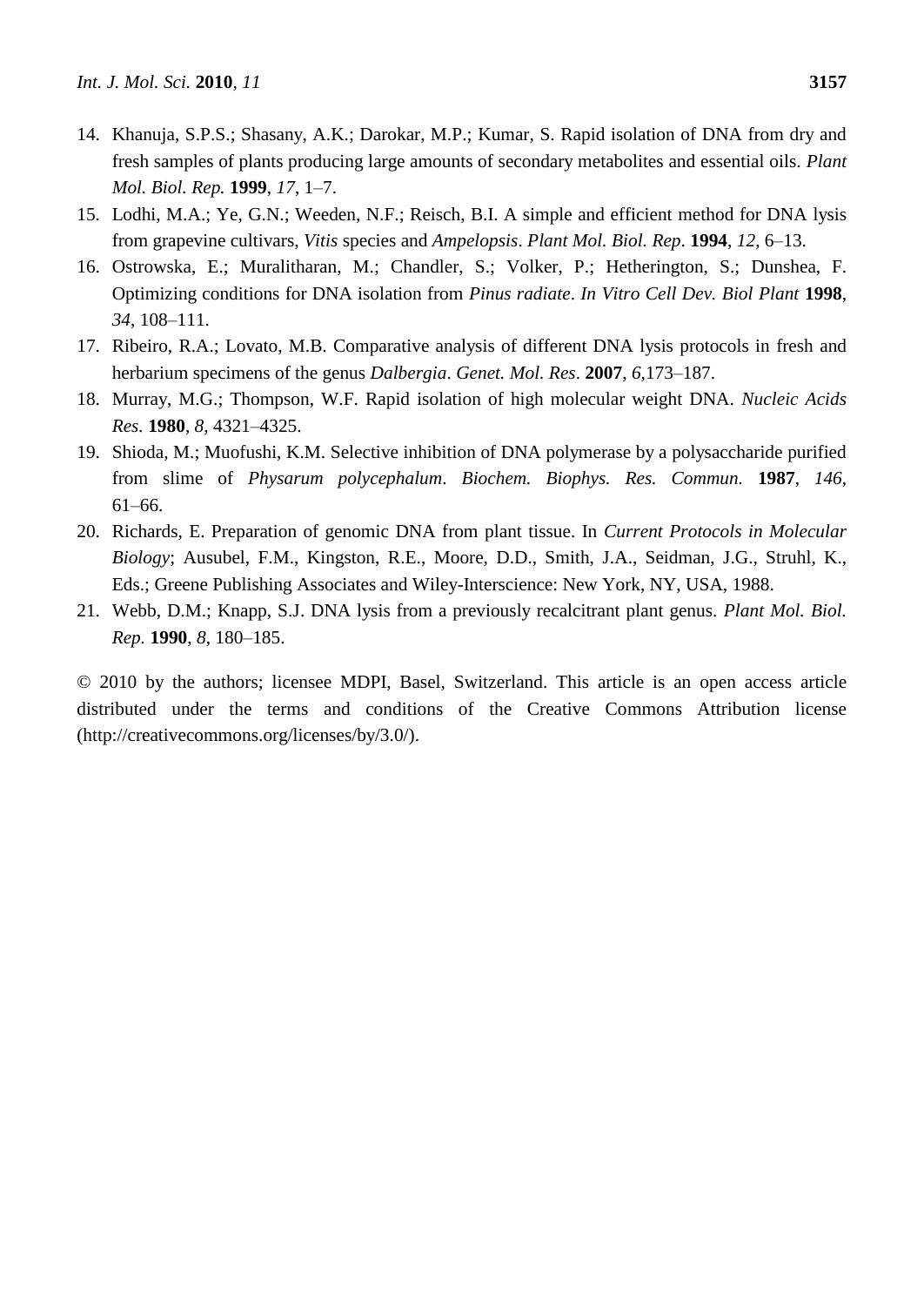14. Khanuja, S.P.S.; Shasany, A.K.; Darokar, M.P.; Kumar, S. Rapid isolation of DNA from dry and fresh samples of plants producing large amounts of secondary metabolites and essential oils. *Plant Mol. Biol. Rep.* **1999**, *17*, 1–7.
15. Lodhi, M.A.; Ye, G.N.; Weeden, N.F.; Reisch, B.I. A simple and efficient method for DNA lysis from grapevine cultivars, *Vitis* species and *Ampelopsis*. *Plant Mol. Biol. Rep*. **1994**, *12*, 6–13.
16. Ostrowska, E.; Muralitharan, M.; Chandler, S.; Volker, P.; Hetherington, S.; Dunshea, F. Optimizing conditions for DNA isolation from *Pinus radiate*. *In Vitro Cell Dev. Biol Plant* **1998**, *34*, 108–111.
17. Ribeiro, R.A.; Lovato, M.B. Comparative analysis of different DNA lysis protocols in fresh and herbarium specimens of the genus *Dalbergia*. *Genet. Mol. Res*. **2007**, *6*,173–187.
18. Murray, M.G.; Thompson, W.F. Rapid isolation of high molecular weight DNA. *Nucleic Acids Res.* **1980**, *8*, 4321–4325.
19. Shioda, M.; Muofushi, K.M. Selective inhibition of DNA polymerase by a polysaccharide purified from slime of *Physarum polycephalum*. *Biochem. Biophys. Res. Commun.* **1987**, *146*, 61–66.
20. Richards, E. Preparation of genomic DNA from plant tissue. In *Current Protocols in Molecular Biology*; Ausubel, F.M., Kingston, R.E., Moore, D.D., Smith, J.A., Seidman, J.G., Struhl, K., Eds.; Greene Publishing Associates and Wiley-Interscience: New York, NY, USA, 1988.
21. Webb, D.M.; Knapp, S.J. DNA lysis from a previously recalcitrant plant genus. *Plant Mol. Biol. Rep.* **1990**, *8*, 180–185.

© 2010 by the authors; licensee MDPI, Basel, Switzerland. This article is an open access article distributed under the terms and conditions of the Creative Commons Attribution license (http://creativecommons.org/licenses/by/3.0/).